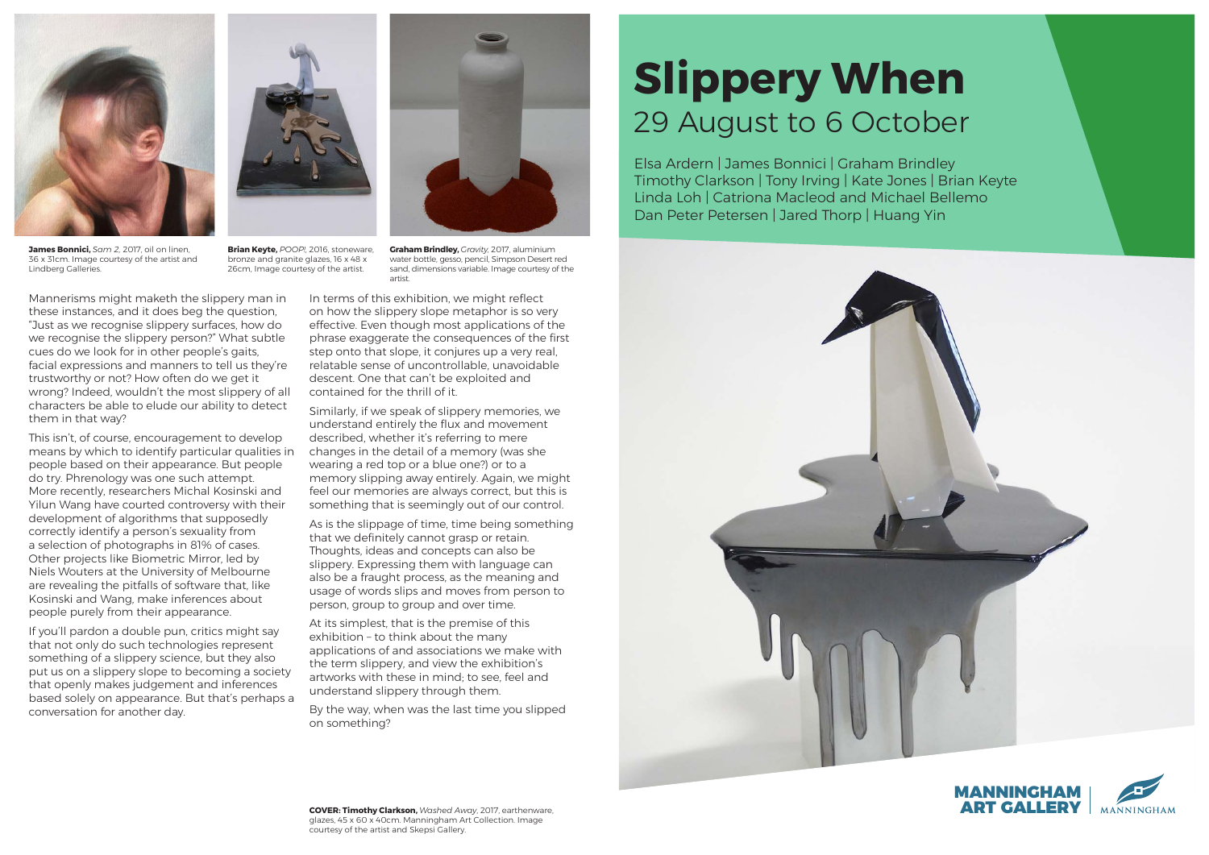# Slippery When

## 29 August to 6 October

Elsa Ardern | James Bonnici | Graham Brindley
Timothy Clarkson | Tony Irving | Kate Jones | Brian Keyte
Linda Loh | Catriona Macleod and Michael Bellemo
Dan Peter Petersen | Jared Thorp | Huang Yin

**James Bonnici,** *Sam 2*, 2017, oil on linen, 36 x 31cm. Image courtesy of the artist and Lindberg Galleries.

**Brian Keyte,** *POOP!*, 2016, stoneware, bronze and granite glazes, 16 x 48 x 26cm, Image courtesy of the artist.

**Graham Brindley,** *Gravity*, 2017, aluminium water bottle, gesso, pencil, Simpson Desert red sand, dimensions variable. Image courtesy of the artist.

Mannerisms might maketh the slippery man in these instances, and it does beg the question, "Just as we recognise slippery surfaces, how do we recognise the slippery person?" What subtle cues do we look for in other people's gaits, facial expressions and manners to tell us they're trustworthy or not? How often do we get it wrong? Indeed, wouldn't the most slippery of all characters be able to elude our ability to detect them in that way?

This isn't, of course, encouragement to develop means by which to identify particular qualities in people based on their appearance. But people do try. Phrenology was one such attempt. More recently, researchers Michal Kosinski and Yilun Wang have courted controversy with their development of algorithms that supposedly correctly identify a person's sexuality from a selection of photographs in 81% of cases. Other projects like Biometric Mirror, led by Niels Wouters at the University of Melbourne are revealing the pitfalls of software that, like Kosinski and Wang, make inferences about people purely from their appearance.

If you'll pardon a double pun, critics might say that not only do such technologies represent something of a slippery science, but they also put us on a slippery slope to becoming a society that openly makes judgement and inferences based solely on appearance. But that's perhaps a conversation for another day.

In terms of this exhibition, we might reflect on how the slippery slope metaphor is so very effective. Even though most applications of the phrase exaggerate the consequences of the first step onto that slope, it conjures up a very real, relatable sense of uncontrollable, unavoidable descent. One that can't be exploited and contained for the thrill of it.

Similarly, if we speak of slippery memories, we understand entirely the flux and movement described, whether it's referring to mere changes in the detail of a memory (was she wearing a red top or a blue one?) or to a memory slipping away entirely. Again, we might feel our memories are always correct, but this is something that is seemingly out of our control.

As is the slippage of time, time being something that we definitely cannot grasp or retain. Thoughts, ideas and concepts can also be slippery. Expressing them with language can also be a fraught process, as the meaning and usage of words slips and moves from person to person, group to group and over time.

At its simplest, that is the premise of this exhibition – to think about the many applications of and associations we make with the term slippery, and view the exhibition's artworks with these in mind; to see, feel and understand slippery through them.

By the way, when was the last time you slipped on something?

**COVER: Timothy Clarkson,** *Washed Away*, 2017, earthenware, glazes, 45 x 60 x 40cm. Manningham Art Collection. Image courtesy of the artist and Skepsi Gallery.

MANNINGHAM ART GALLERY | MANNINGHAM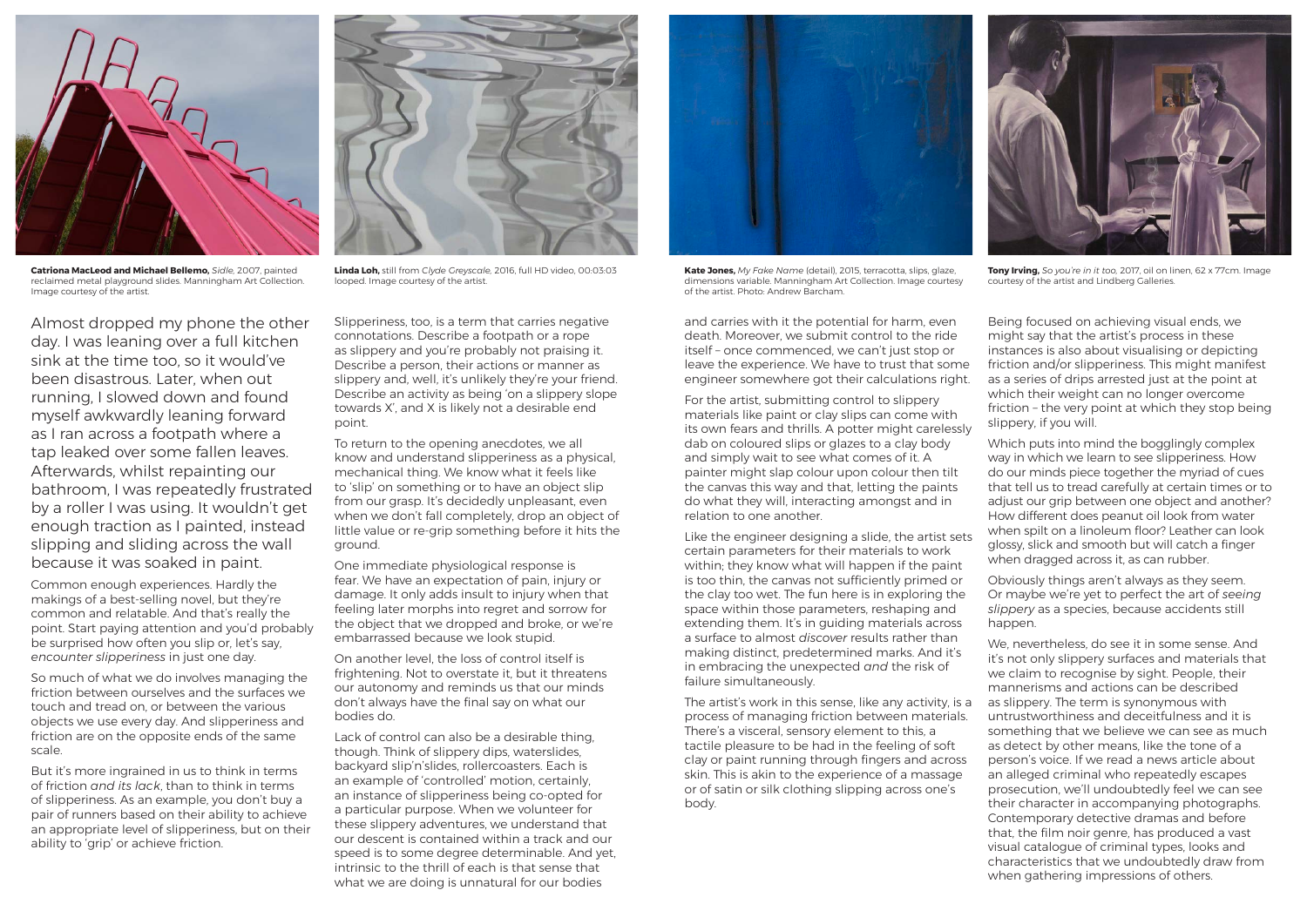**Catriona MacLeod and Michael Bellemo,** *Sidle*, 2007, painted reclaimed metal playground slides. Manningham Art Collection. Image courtesy of the artist.

**Linda Loh,** still from *Clyde Greyscale*, 2016, full HD video, 00:03:03 looped. Image courtesy of the artist.

**Kate Jones,** *My Fake Name* (detail), 2015, terracotta, slips, glaze, dimensions variable. Manningham Art Collection. Image courtesy of the artist. Photo: Andrew Barcham.

**Tony Irving,** *So you're in it too*, 2017, oil on linen, 62 x 77cm. Image courtesy of the artist and Lindberg Galleries.

Almost dropped my phone the other day. I was leaning over a full kitchen sink at the time too, so it would've been disastrous. Later, when out running, I slowed down and found myself awkwardly leaning forward as I ran across a footpath where a tap leaked over some fallen leaves. Afterwards, whilst repainting our bathroom, I was repeatedly frustrated by a roller I was using. It wouldn't get enough traction as I painted, instead slipping and sliding across the wall because it was soaked in paint.

Common enough experiences. Hardly the makings of a best-selling novel, but they're common and relatable. And that's really the point. Start paying attention and you'd probably be surprised how often you slip or, let's say, *encounter slipperiness* in just one day.

So much of what we do involves managing the friction between ourselves and the surfaces we touch and tread on, or between the various objects we use every day. And slipperiness and friction are on the opposite ends of the same scale.

But it's more ingrained in us to think in terms of friction *and its lack*, than to think in terms of slipperiness. As an example, you don't buy a pair of runners based on their ability to achieve an appropriate level of slipperiness, but on their ability to 'grip' or achieve friction.

Slipperiness, too, is a term that carries negative connotations. Describe a footpath or a rope as slippery and you're probably not praising it. Describe a person, their actions or manner as slippery and, well, it's unlikely they're your friend. Describe an activity as being 'on a slippery slope towards X', and X is likely not a desirable end point.

To return to the opening anecdotes, we all know and understand slipperiness as a physical, mechanical thing. We know what it feels like to 'slip' on something or to have an object slip from our grasp. It's decidedly unpleasant, even when we don't fall completely, drop an object of little value or re-grip something before it hits the ground.

One immediate physiological response is fear. We have an expectation of pain, injury or damage. It only adds insult to injury when that feeling later morphs into regret and sorrow for the object that we dropped and broke, or we're embarrassed because we look stupid.

On another level, the loss of control itself is frightening. Not to overstate it, but it threatens our autonomy and reminds us that our minds don't always have the final say on what our bodies do.

Lack of control can also be a desirable thing, though. Think of slippery dips, waterslides, backyard slip'n'slides, rollercoasters. Each is an example of 'controlled' motion, certainly, an instance of slipperiness being co-opted for a particular purpose. When we volunteer for these slippery adventures, we understand that our descent is contained within a track and our speed is to some degree determinable. And yet, intrinsic to the thrill of each is that sense that what we are doing is unnatural for our bodies and carries with it the potential for harm, even death. Moreover, we submit control to the ride itself – once commenced, we can't just stop or leave the experience. We have to trust that some engineer somewhere got their calculations right.

For the artist, submitting control to slippery materials like paint or clay slips can come with its own fears and thrills. A potter might carelessly dab on coloured slips or glazes to a clay body and simply wait to see what comes of it. A painter might slap colour upon colour then tilt the canvas this way and that, letting the paints do what they will, interacting amongst and in relation to one another.

Like the engineer designing a slide, the artist sets certain parameters for their materials to work within; they know what will happen if the paint is too thin, the canvas not sufficiently primed or the clay too wet. The fun here is in exploring the space within those parameters, reshaping and extending them. It's in guiding materials across a surface to almost *discover* results rather than making distinct, predetermined marks. And it's in embracing the unexpected *and* the risk of failure simultaneously.

The artist's work in this sense, like any activity, is a process of managing friction between materials. There's a visceral, sensory element to this, a tactile pleasure to be had in the feeling of soft clay or paint running through fingers and across skin. This is akin to the experience of a massage or of satin or silk clothing slipping across one's body.

Being focused on achieving visual ends, we might say that the artist's process in these instances is also about visualising or depicting friction and/or slipperiness. This might manifest as a series of drips arrested just at the point at which their weight can no longer overcome friction – the very point at which they stop being slippery, if you will.

Which puts into mind the bogglingly complex way in which we learn to see slipperiness. How do our minds piece together the myriad of cues that tell us to tread carefully at certain times or to adjust our grip between one object and another? How different does peanut oil look from water when spilt on a linoleum floor? Leather can look glossy, slick and smooth but will catch a finger when dragged across it, as can rubber.

Obviously things aren't always as they seem. Or maybe we're yet to perfect the art of *seeing slippery* as a species, because accidents still happen.

We, nevertheless, do see it in some sense. And it's not only slippery surfaces and materials that we claim to recognise by sight. People, their mannerisms and actions can be described as slippery. The term is synonymous with untrustworthiness and deceitfulness and it is something that we believe we can see as much as detect by other means, like the tone of a person's voice. If we read a news article about an alleged criminal who repeatedly escapes prosecution, we'll undoubtedly feel we can see their character in accompanying photographs. Contemporary detective dramas and before that, the film noir genre, has produced a vast visual catalogue of criminal types, looks and characteristics that we undoubtedly draw from when gathering impressions of others.